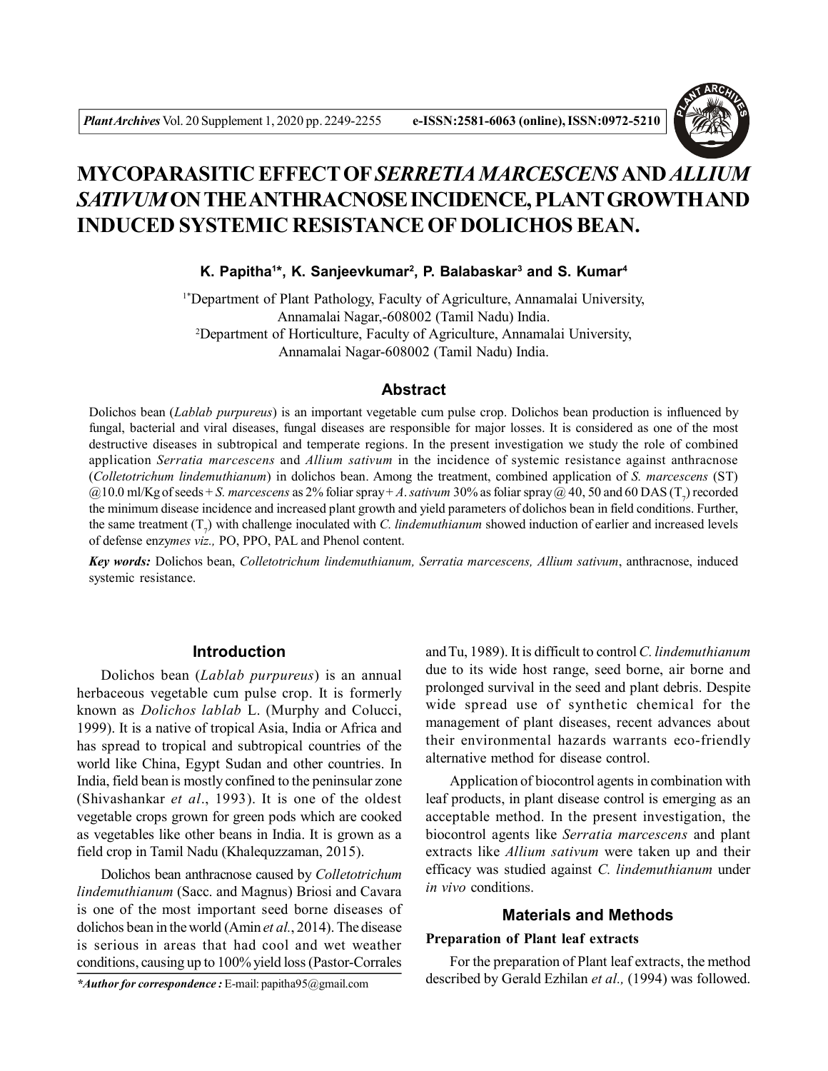# MYCOPARASITIC EFFECT OF *SERRETIA MARCESCENS* AND *ALLIUM SATIVUM* ON THE ANTHRACNOSE INCIDENCE, PLANT GROWTH AND INDUCED SYSTEMIC RESISTANCE OF DOLICHOS BEAN.

**K. Papitha[1]*, K. Sanjeevkumar[2], P. Balabaskar[3] and S. Kumar[4]**

[1*]Department of Plant Pathology, Faculty of Agriculture, Annamalai University, Annamalai Nagar,-608002 (Tamil Nadu) India.
[2]Department of Horticulture, Faculty of Agriculture, Annamalai University, Annamalai Nagar-608002 (Tamil Nadu) India.

## Abstract

Dolichos bean (*Lablab purpureus*) is an important vegetable cum pulse crop. Dolichos bean production is influenced by fungal, bacterial and viral diseases, fungal diseases are responsible for major losses. It is considered as one of the most destructive diseases in subtropical and temperate regions. In the present investigation we study the role of combined application *Serratia marcescens* and *Allium sativum* in the incidence of systemic resistance against anthracnose (*Colletotrichum lindemuthianum*) in dolichos bean. Among the treatment, combined application of *S. marcescens* (ST) @10.0 ml/Kg of seeds + *S. marcescens* as 2% foliar spray + *A. sativum* 30% as foliar spray @ 40, 50 and 60 DAS ($T_7$) recorded the minimum disease incidence and increased plant growth and yield parameters of dolichos bean in field conditions. Further, the same treatment ($T_7$) with challenge inoculated with *C. lindemuthianum* showed induction of earlier and increased levels of defense enzy*mes viz.,* PO, PPO, PAL and Phenol content.

***Key words:*** Dolichos bean, *Colletotrichum lindemuthianum, Serratia marcescens, Allium sativum*, anthracnose, induced systemic resistance.

## Introduction

Dolichos bean (*Lablab purpureus*) is an annual herbaceous vegetable cum pulse crop. It is formerly known as *Dolichos lablab* L. (Murphy and Colucci, 1999). It is a native of tropical Asia, India or Africa and has spread to tropical and subtropical countries of the world like China, Egypt Sudan and other countries. In India, field bean is mostly confined to the peninsular zone (Shivashankar *et al*., 1993). It is one of the oldest vegetable crops grown for green pods which are cooked as vegetables like other beans in India. It is grown as a field crop in Tamil Nadu (Khalequzzaman, 2015).

Dolichos bean anthracnose caused by *Colletotrichum lindemuthianum* (Sacc. and Magnus) Briosi and Cavara is one of the most important seed borne diseases of dolichos bean in the world (Amin *et al*., 2014). The disease is serious in areas that had cool and wet weather conditions, causing up to 100% yield loss (Pastor-Corrales and Tu, 1989). It is difficult to control *C. lindemuthianum* due to its wide host range, seed borne, air borne and prolonged survival in the seed and plant debris. Despite wide spread use of synthetic chemical for the management of plant diseases, recent advances about their environmental hazards warrants eco-friendly alternative method for disease control.

Application of biocontrol agents in combination with leaf products, in plant disease control is emerging as an acceptable method. In the present investigation, the biocontrol agents like *Serratia marcescens* and plant extracts like *Allium sativum* were taken up and their efficacy was studied against *C. lindemuthianum* under *in vivo* conditions.

## Materials and Methods

### Preparation of Plant leaf extracts

For the preparation of Plant leaf extracts, the method described by Gerald Ezhilan *et al.,* (1994) was followed.

****Author for correspondence :*** E-mail: papitha95@gmail.com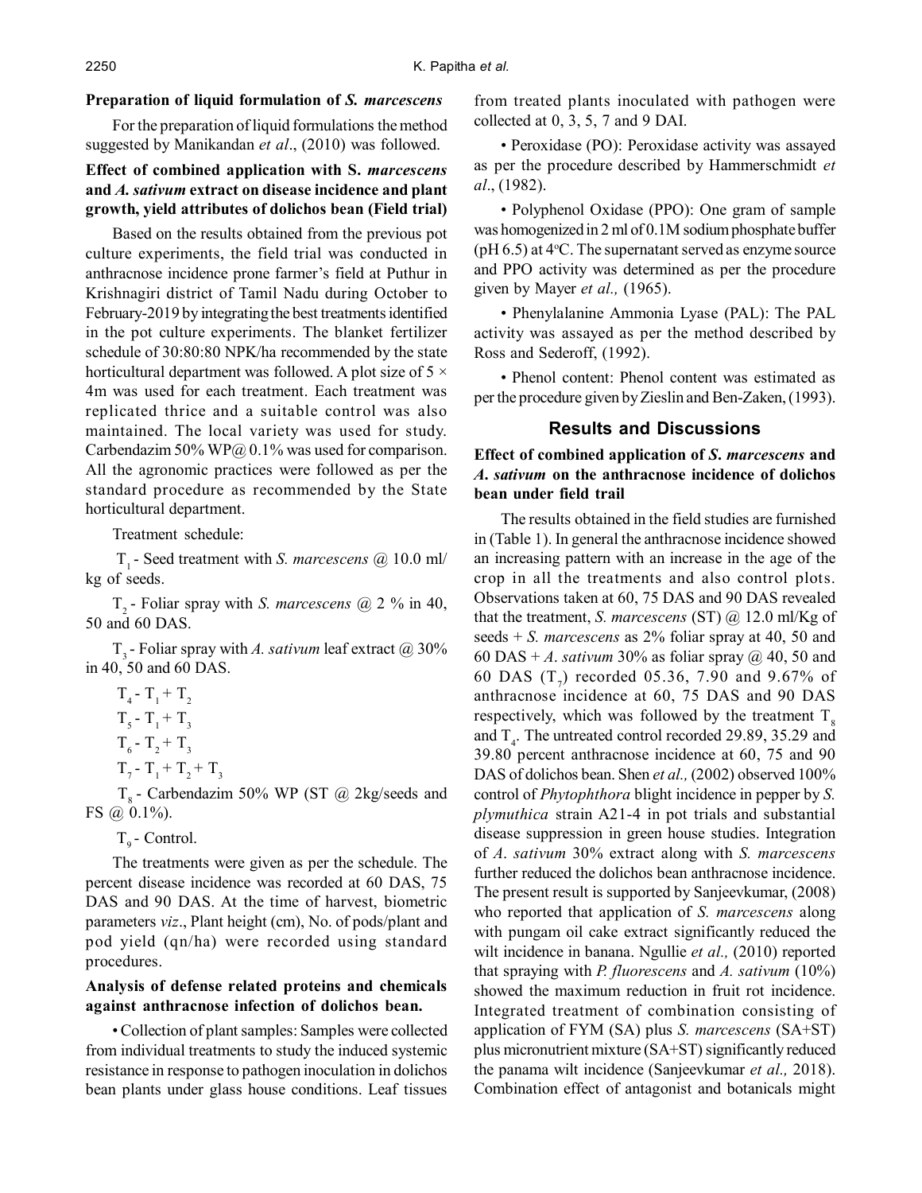### Preparation of liquid formulation of *S. marcescens*

For the preparation of liquid formulations the method suggested by Manikandan *et al*., (2010) was followed.

### Effect of combined application with S. *marcescens* and *A. sativum* extract on disease incidence and plant growth, yield attributes of dolichos bean (Field trial)

Based on the results obtained from the previous pot culture experiments, the field trial was conducted in anthracnose incidence prone farmer's field at Puthur in Krishnagiri district of Tamil Nadu during October to February-2019 by integrating the best treatments identified in the pot culture experiments. The blanket fertilizer schedule of 30:80:80 NPK/ha recommended by the state horticultural department was followed. A plot size of 5 × 4m was used for each treatment. Each treatment was replicated thrice and a suitable control was also maintained. The local variety was used for study. Carbendazim 50% WP@ 0.1% was used for comparison. All the agronomic practices were followed as per the standard procedure as recommended by the State horticultural department.

Treatment schedule:

$T_1$ - Seed treatment with *S. marcescens* @ 10.0 ml/kg of seeds.

$T_2$ - Foliar spray with *S. marcescens* @ 2 % in 40, 50 and 60 DAS.

$T_3$ - Foliar spray with *A. sativum* leaf extract @ 30% in 40, 50 and 60 DAS.

$T_4$ - $T_1 + T_2$

$T_5$ - $T_1 + T_3$

$T_6$ - $T_2 + T_3$

$T_7$ - $T_1 + T_2 + T_3$

$T_8$ - Carbendazim 50% WP (ST @ 2kg/seeds and FS @ 0.1%).

$T_9$ - Control.

The treatments were given as per the schedule. The percent disease incidence was recorded at 60 DAS, 75 DAS and 90 DAS. At the time of harvest, biometric parameters *viz*., Plant height (cm), No. of pods/plant and pod yield (qn/ha) were recorded using standard procedures.

### Analysis of defense related proteins and chemicals against anthracnose infection of dolichos bean.

• Collection of plant samples: Samples were collected from individual treatments to study the induced systemic resistance in response to pathogen inoculation in dolichos bean plants under glass house conditions. Leaf tissues from treated plants inoculated with pathogen were collected at 0, 3, 5, 7 and 9 DAI.

• Peroxidase (PO): Peroxidase activity was assayed as per the procedure described by Hammerschmidt *et al*., (1982).

• Polyphenol Oxidase (PPO): One gram of sample was homogenized in 2 ml of 0.1M sodium phosphate buffer (pH 6.5) at 4°C. The supernatant served as enzyme source and PPO activity was determined as per the procedure given by Mayer *et al.,* (1965).

• Phenylalanine Ammonia Lyase (PAL): The PAL activity was assayed as per the method described by Ross and Sederoff, (1992).

• Phenol content: Phenol content was estimated as per the procedure given by Zieslin and Ben-Zaken, (1993).

## Results and Discussions

### Effect of combined application of *S. marcescens* and *A. sativum* on the anthracnose incidence of dolichos bean under field trail

The results obtained in the field studies are furnished in (Table 1). In general the anthracnose incidence showed an increasing pattern with an increase in the age of the crop in all the treatments and also control plots. Observations taken at 60, 75 DAS and 90 DAS revealed that the treatment, *S. marcescens* (ST) @ 12.0 ml/Kg of seeds + *S. marcescens* as 2% foliar spray at 40, 50 and 60 DAS + *A. sativum* 30% as foliar spray @ 40, 50 and 60 DAS ($T_7$) recorded 05.36, 7.90 and 9.67% of anthracnose incidence at 60, 75 DAS and 90 DAS respectively, which was followed by the treatment $T_8$ and $T_4$. The untreated control recorded 29.89, 35.29 and 39.80 percent anthracnose incidence at 60, 75 and 90 DAS of dolichos bean. Shen *et al.,* (2002) observed 100% control of *Phytophthora* blight incidence in pepper by *S. plymuthica* strain A21-4 in pot trials and substantial disease suppression in green house studies. Integration of *A. sativum* 30% extract along with *S. marcescens* further reduced the dolichos bean anthracnose incidence. The present result is supported by Sanjeevkumar, (2008) who reported that application of *S. marcescens* along with pungam oil cake extract significantly reduced the wilt incidence in banana. Ngullie *et al.,* (2010) reported that spraying with *P. fluorescens* and *A. sativum* (10%) showed the maximum reduction in fruit rot incidence. Integrated treatment of combination consisting of application of FYM (SA) plus *S. marcescens* (SA+ST) plus micronutrient mixture (SA+ST) significantly reduced the panama wilt incidence (Sanjeevkumar *et al.,* 2018). Combination effect of antagonist and botanicals might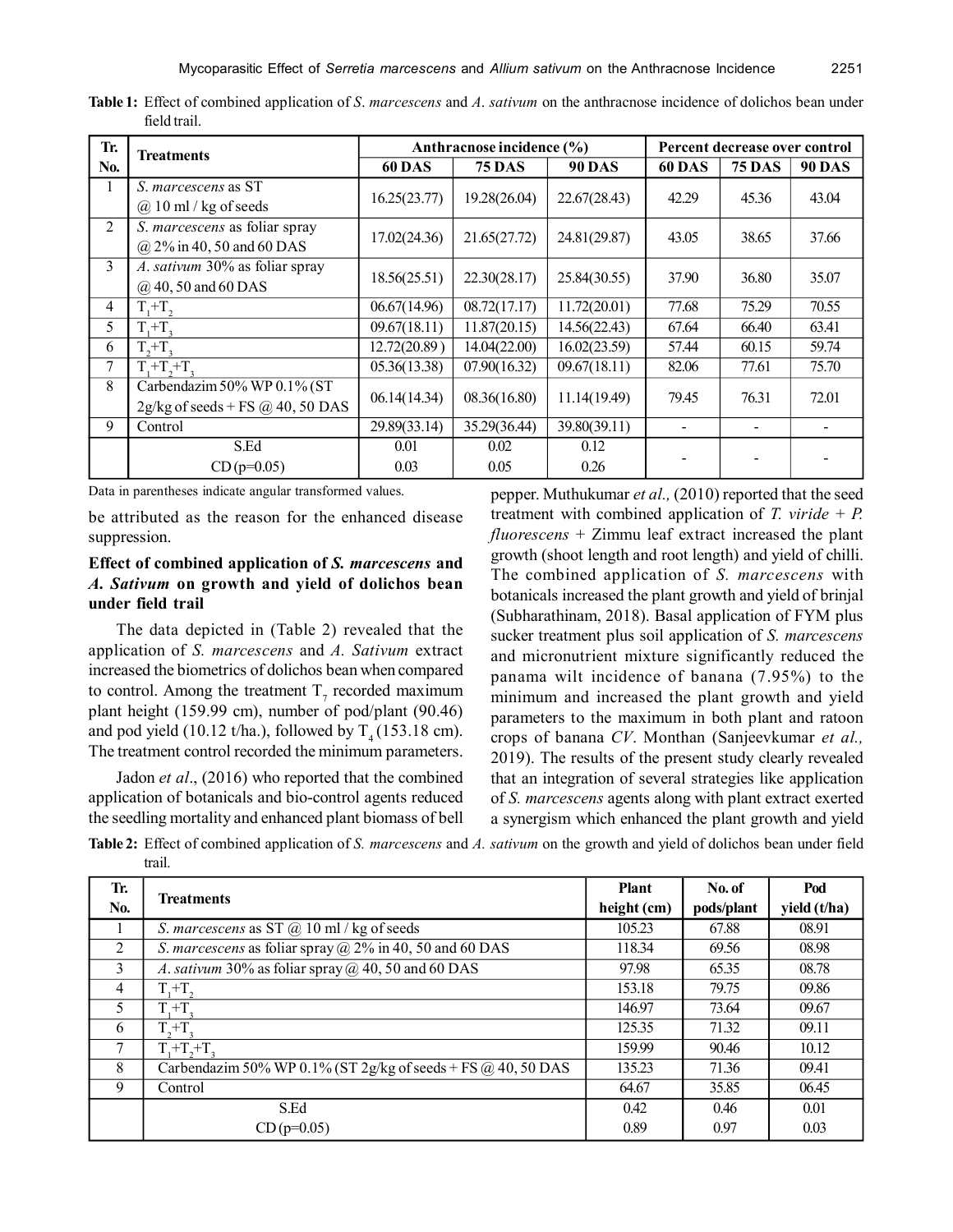**Table 1:** Effect of combined application of *S. marcescens* and *A. sativum* on the anthracnose incidence of dolichos bean under field trail.

| Tr. No. | Treatments | Anthracnose incidence (%) | | | Percent decrease over control | | |
|---|---|---|---|---|---|---|---|
| | | 60 DAS | 75 DAS | 90 DAS | 60 DAS | 75 DAS | 90 DAS |
| 1 | *S. marcescens* as ST @ 10 ml / kg of seeds | 16.25(23.77) | 19.28(26.04) | 22.67(28.43) | 42.29 | 45.36 | 43.04 |
| 2 | *S. marcescens* as foliar spray @ 2% in 40, 50 and 60 DAS | 17.02(24.36) | 21.65(27.72) | 24.81(29.87) | 43.05 | 38.65 | 37.66 |
| 3 | *A. sativum* 30% as foliar spray @ 40, 50 and 60 DAS | 18.56(25.51) | 22.30(28.17) | 25.84(30.55) | 37.90 | 36.80 | 35.07 |
| 4 | $T_1$+$T_2$ | 06.67(14.96) | 08.72(17.17) | 11.72(20.01) | 77.68 | 75.29 | 70.55 |
| 5 | $T_1$+$T_3$ | 09.67(18.11) | 11.87(20.15) | 14.56(22.43) | 67.64 | 66.40 | 63.41 |
| 6 | $T_2$+$T_3$ | 12.72(20.89 ) | 14.04(22.00) | 16.02(23.59) | 57.44 | 60.15 | 59.74 |
| 7 | $T_1$+$T_2$+$T_3$ | 05.36(13.38) | 07.90(16.32) | 09.67(18.11) | 82.06 | 77.61 | 75.70 |
| 8 | Carbendazim 50% WP 0.1% (ST 2g/kg of seeds + FS @ 40, 50 DAS | 06.14(14.34) | 08.36(16.80) | 11.14(19.49) | 79.45 | 76.31 | 72.01 |
| 9 | Control | 29.89(33.14) | 35.29(36.44) | 39.80(39.11) | - | - | - |
| | S.Ed | 0.01 | 0.02 | 0.12 | - | - | - |
| | CD (p=0.05) | 0.03 | 0.05 | 0.26 | | | |

Data in parentheses indicate angular transformed values.

be attributed as the reason for the enhanced disease suppression.

### Effect of combined application of *S. marcescens* and *A. Sativum* on growth and yield of dolichos bean under field trail

The data depicted in (Table 2) revealed that the application of *S. marcescens* and *A. Sativum* extract increased the biometrics of dolichos bean when compared to control. Among the treatment $T_7$ recorded maximum plant height (159.99 cm), number of pod/plant (90.46) and pod yield (10.12 t/ha.), followed by $T_4$ (153.18 cm). The treatment control recorded the minimum parameters.

Jadon *et al*., (2016) who reported that the combined application of botanicals and bio-control agents reduced the seedling mortality and enhanced plant biomass of bell pepper. Muthukumar *et al.,* (2010) reported that the seed treatment with combined application of *T. viride* + *P. fluorescens* + Zimmu leaf extract increased the plant growth (shoot length and root length) and yield of chilli. The combined application of *S. marcescens* with botanicals increased the plant growth and yield of brinjal (Subharathinam, 2018). Basal application of FYM plus sucker treatment plus soil application of *S. marcescens* and micronutrient mixture significantly reduced the panama wilt incidence of banana (7.95%) to the minimum and increased the plant growth and yield parameters to the maximum in both plant and ratoon crops of banana *CV*. Monthan (Sanjeevkumar *et al.,* 2019). The results of the present study clearly revealed that an integration of several strategies like application of *S. marcescens* agents along with plant extract exerted a synergism which enhanced the plant growth and yield

**Table 2:** Effect of combined application of *S. marcescens* and *A. sativum* on the growth and yield of dolichos bean under field trail.

| Tr. No. | Treatments | Plant height (cm) | No. of pods/plant | Pod yield (t/ha) |
|---|---|---|---|---|
| 1 | *S. marcescens* as ST @ 10 ml / kg of seeds | 105.23 | 67.88 | 08.91 |
| 2 | *S. marcescens* as foliar spray @ 2% in 40, 50 and 60 DAS | 118.34 | 69.56 | 08.98 |
| 3 | *A. sativum* 30% as foliar spray @ 40, 50 and 60 DAS | 97.98 | 65.35 | 08.78 |
| 4 | $T_1$+$T_2$ | 153.18 | 79.75 | 09.86 |
| 5 | $T_1$+$T_3$ | 146.97 | 73.64 | 09.67 |
| 6 | $T_2$+$T_3$ | 125.35 | 71.32 | 09.11 |
| 7 | $T_1$+$T_2$+$T_3$ | 159.99 | 90.46 | 10.12 |
| 8 | Carbendazim 50% WP 0.1% (ST 2g/kg of seeds + FS @ 40, 50 DAS | 135.23 | 71.36 | 09.41 |
| 9 | Control | 64.67 | 35.85 | 06.45 |
| | S.Ed | 0.42 | 0.46 | 0.01 |
| | CD (p=0.05) | 0.89 | 0.97 | 0.03 |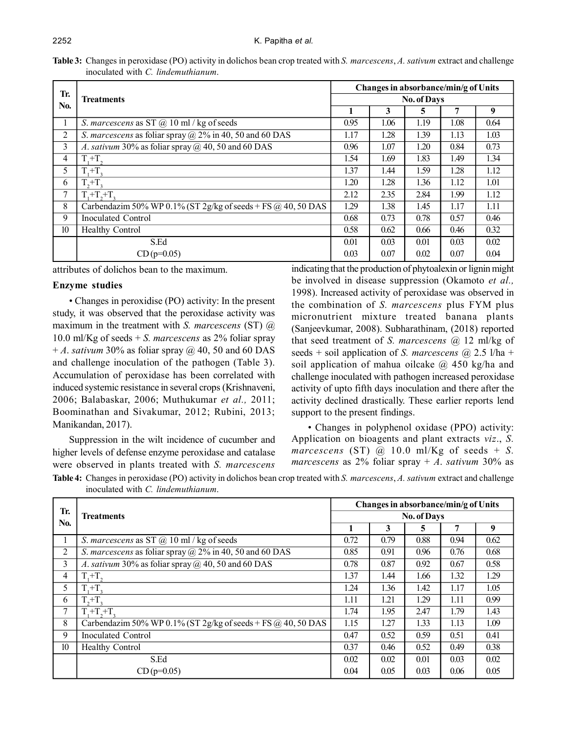**Table 3:** Changes in peroxidase (PO) activity in dolichos bean crop treated with *S. marcescens*, *A. sativum* extract and challenge inoculated with *C. lindemuthianum*.

| Tr. No. | Treatments | Changes in absorbance/min/g of Units | | | | |
|---|---|---|---|---|---|---|
| | | No. of Days | | | | |
| | | 1 | 3 | 5 | 7 | 9 |
| 1 | *S. marcescens* as ST @ 10 ml / kg of seeds | 0.95 | 1.06 | 1.19 | 1.08 | 0.64 |
| 2 | *S. marcescens* as foliar spray @ 2% in 40, 50 and 60 DAS | 1.17 | 1.28 | 1.39 | 1.13 | 1.03 |
| 3 | *A. sativum* 30% as foliar spray @ 40, 50 and 60 DAS | 0.96 | 1.07 | 1.20 | 0.84 | 0.73 |
| 4 | $T_1$+$T_2$ | 1.54 | 1.69 | 1.83 | 1.49 | 1.34 |
| 5 | $T_1$+$T_3$ | 1.37 | 1.44 | 1.59 | 1.28 | 1.12 |
| 6 | $T_2$+$T_3$ | 1.20 | 1.28 | 1.36 | 1.12 | 1.01 |
| 7 | $T_1$+$T_2$+$T_3$ | 2.12 | 2.35 | 2.84 | 1.99 | 1.12 |
| 8 | Carbendazim 50% WP 0.1% (ST 2g/kg of seeds + FS @ 40, 50 DAS | 1.29 | 1.38 | 1.45 | 1.17 | 1.11 |
| 9 | Inoculated Control | 0.68 | 0.73 | 0.78 | 0.57 | 0.46 |
| 10 | Healthy Control | 0.58 | 0.62 | 0.66 | 0.46 | 0.32 |
| | S.Ed | 0.01 | 0.03 | 0.01 | 0.03 | 0.02 |
| | CD (p=0.05) | 0.03 | 0.07 | 0.02 | 0.07 | 0.04 |

attributes of dolichos bean to the maximum.

## Enzyme studies

• Changes in peroxidise (PO) activity: In the present study, it was observed that the peroxidase activity was maximum in the treatment with *S. marcescens* (ST) @ 10.0 ml/Kg of seeds + *S. marcescens* as 2% foliar spray + *A. sativum* 30% as foliar spray @ 40, 50 and 60 DAS and challenge inoculation of the pathogen (Table 3). Accumulation of peroxidase has been correlated with induced systemic resistance in several crops (Krishnaveni, 2006; Balabaskar, 2006; Muthukumar *et al.,* 2011; Boominathan and Sivakumar, 2012; Rubini, 2013; Manikandan, 2017).

Suppression in the wilt incidence of cucumber and higher levels of defense enzyme peroxidase and catalase were observed in plants treated with *S. marcescens* indicating that the production of phytoalexin or lignin might be involved in disease suppression (Okamoto *et al.,* 1998). Increased activity of peroxidase was observed in the combination of *S. marcescens* plus FYM plus micronutrient mixture treated banana plants (Sanjeevkumar, 2008). Subharathinam, (2018) reported that seed treatment of *S. marcescens* @ 12 ml/kg of seeds + soil application of *S. marcescens* @ 2.5 l/ha + soil application of mahua oilcake @ 450 kg/ha and challenge inoculated with pathogen increased peroxidase activity of upto fifth days inoculation and there after the activity declined drastically. These earlier reports lend support to the present findings.

• Changes in polyphenol oxidase (PPO) activity: Application on bioagents and plant extracts *viz*., *S. marcescens* (ST) @ 10.0 ml/Kg of seeds + *S. marcescens* as 2% foliar spray + *A. sativum* 30% as

**Table 4:** Changes in peroxidase (PO) activity in dolichos bean crop treated with *S. marcescens*, *A. sativum* extract and challenge inoculated with *C. lindemuthianum*.

| Tr. No. | Treatments | Changes in absorbance/min/g of Units | | | | |
|---|---|---|---|---|---|---|
| | | No. of Days | | | | |
| | | 1 | 3 | 5 | 7 | 9 |
| 1 | *S. marcescens* as ST @ 10 ml / kg of seeds | 0.72 | 0.79 | 0.88 | 0.94 | 0.62 |
| 2 | *S. marcescens* as foliar spray @ 2% in 40, 50 and 60 DAS | 0.85 | 0.91 | 0.96 | 0.76 | 0.68 |
| 3 | *A. sativum* 30% as foliar spray @ 40, 50 and 60 DAS | 0.78 | 0.87 | 0.92 | 0.67 | 0.58 |
| 4 | $T_1$+$T_2$ | 1.37 | 1.44 | 1.66 | 1.32 | 1.29 |
| 5 | $T_1$+$T_3$ | 1.24 | 1.36 | 1.42 | 1.17 | 1.05 |
| 6 | $T_2$+$T_3$ | 1.11 | 1.21 | 1.29 | 1.11 | 0.99 |
| 7 | $T_1$+$T_2$+$T_3$ | 1.74 | 1.95 | 2.47 | 1.79 | 1.43 |
| 8 | Carbendazim 50% WP 0.1% (ST 2g/kg of seeds + FS @ 40, 50 DAS | 1.15 | 1.27 | 1.33 | 1.13 | 1.09 |
| 9 | Inoculated Control | 0.47 | 0.52 | 0.59 | 0.51 | 0.41 |
| 10 | Healthy Control | 0.37 | 0.46 | 0.52 | 0.49 | 0.38 |
| | S.Ed | 0.02 | 0.02 | 0.01 | 0.03 | 0.02 |
| | CD (p=0.05) | 0.04 | 0.05 | 0.03 | 0.06 | 0.05 |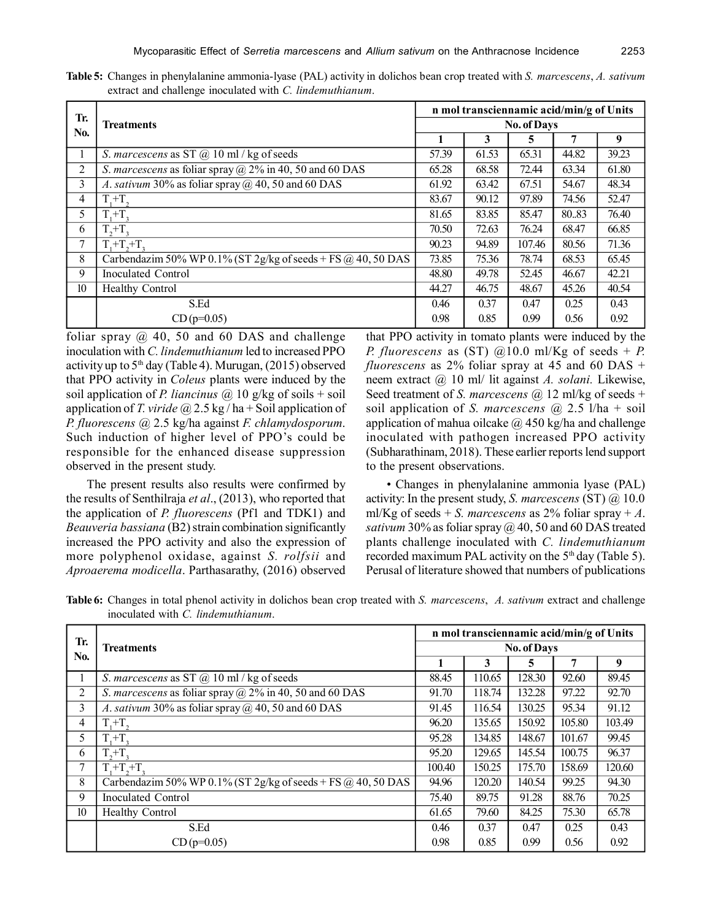**Table 5:** Changes in phenylalanine ammonia-lyase (PAL) activity in dolichos bean crop treated with *S. marcescens*, *A. sativum* extract and challenge inoculated with *C. lindemuthianum*.

| Tr. No. | Treatments | n mol transciennamic acid/min/g of Units | | | | |
|---|---|---|---|---|---|---|
| | | No. of Days | | | | |
| | | 1 | 3 | 5 | 7 | 9 |
| 1 | *S. marcescens* as ST @ 10 ml / kg of seeds | 57.39 | 61.53 | 65.31 | 44.82 | 39.23 |
| 2 | *S. marcescens* as foliar spray @ 2% in 40, 50 and 60 DAS | 65.28 | 68.58 | 72.44 | 63.34 | 61.80 |
| 3 | *A. sativum* 30% as foliar spray @ 40, 50 and 60 DAS | 61.92 | 63.42 | 67.51 | 54.67 | 48.34 |
| 4 | $T_1$+$T_2$ | 83.67 | 90.12 | 97.89 | 74.56 | 52.47 |
| 5 | $T_1$+$T_3$ | 81.65 | 83.85 | 85.47 | 80..83 | 76.40 |
| 6 | $T_2$+$T_3$ | 70.50 | 72.63 | 76.24 | 68.47 | 66.85 |
| 7 | $T_1$+$T_2$+$T_3$ | 90.23 | 94.89 | 107.46 | 80.56 | 71.36 |
| 8 | Carbendazim 50% WP 0.1% (ST 2g/kg of seeds + FS @ 40, 50 DAS | 73.85 | 75.36 | 78.74 | 68.53 | 65.45 |
| 9 | Inoculated Control | 48.80 | 49.78 | 52.45 | 46.67 | 42.21 |
| 10 | Healthy Control | 44.27 | 46.75 | 48.67 | 45.26 | 40.54 |
| | S.Ed | 0.46 | 0.37 | 0.47 | 0.25 | 0.43 |
| | CD (p=0.05) | 0.98 | 0.85 | 0.99 | 0.56 | 0.92 |

foliar spray @ 40, 50 and 60 DAS and challenge inoculation with *C. lindemuthianum* led to increased PPO activity up to 5[th] day (Table 4). Murugan, (2015) observed that PPO activity in *Coleus* plants were induced by the soil application of *P. liancinus* @ 10 g/kg of soils + soil application of *T. viride* @ 2.5 kg / ha + Soil application of *P. fluorescens* @ 2.5 kg/ha against *F. chlamydosporum*. Such induction of higher level of PPO's could be responsible for the enhanced disease suppression observed in the present study.

The present results also results were confirmed by the results of Senthilraja *et al*., (2013), who reported that the application of *P. fluorescens* (Pf1 and TDK1) and *Beauveria bassiana* (B2) strain combination significantly increased the PPO activity and also the expression of more polyphenol oxidase, against *S. rolfsii* and *Aproaerema modicella*. Parthasarathy, (2016) observed that PPO activity in tomato plants were induced by the *P. fluorescens* as (ST) @10.0 ml/Kg of seeds + *P. fluorescens* as 2% foliar spray at 45 and 60 DAS + neem extract @ 10 ml/ lit against *A. solani.* Likewise, Seed treatment of *S. marcescens* @ 12 ml/kg of seeds + soil application of *S. marcescens* @ 2.5 l/ha + soil application of mahua oilcake @ 450 kg/ha and challenge inoculated with pathogen increased PPO activity (Subharathinam, 2018). These earlier reports lend support to the present observations.

• Changes in phenylalanine ammonia lyase (PAL) activity: In the present study, *S. marcescens* (ST) @ 10.0 ml/Kg of seeds + *S. marcescens* as 2% foliar spray + *A. sativum* 30% as foliar spray @ 40, 50 and 60 DAS treated plants challenge inoculated with *C. lindemuthianum* recorded maximum PAL activity on the 5[th] day (Table 5). Perusal of literature showed that numbers of publications

**Table 6:** Changes in total phenol activity in dolichos bean crop treated with *S. marcescens*, *A. sativum* extract and challenge inoculated with *C. lindemuthianum*.

| Tr. No. | Treatments | n mol transciennamic acid/min/g of Units | | | | |
|---|---|---|---|---|---|---|
| | | No. of Days | | | | |
| | | 1 | 3 | 5 | 7 | 9 |
| 1 | *S. marcescens* as ST @ 10 ml / kg of seeds | 88.45 | 110.65 | 128.30 | 92.60 | 89.45 |
| 2 | *S. marcescens* as foliar spray @ 2% in 40, 50 and 60 DAS | 91.70 | 118.74 | 132.28 | 97.22 | 92.70 |
| 3 | *A. sativum* 30% as foliar spray @ 40, 50 and 60 DAS | 91.45 | 116.54 | 130.25 | 95.34 | 91.12 |
| 4 | $T_1$+$T_2$ | 96.20 | 135.65 | 150.92 | 105.80 | 103.49 |
| 5 | $T_1$+$T_3$ | 95.28 | 134.85 | 148.67 | 101.67 | 99.45 |
| 6 | $T_2$+$T_3$ | 95.20 | 129.65 | 145.54 | 100.75 | 96.37 |
| 7 | $T_1$+$T_2$+$T_3$ | 100.40 | 150.25 | 175.70 | 158.69 | 120.60 |
| 8 | Carbendazim 50% WP 0.1% (ST 2g/kg of seeds + FS @ 40, 50 DAS | 94.96 | 120.20 | 140.54 | 99.25 | 94.30 |
| 9 | Inoculated Control | 75.40 | 89.75 | 91.28 | 88.76 | 70.25 |
| 10 | Healthy Control | 61.65 | 79.60 | 84.25 | 75.30 | 65.78 |
| | S.Ed | 0.46 | 0.37 | 0.47 | 0.25 | 0.43 |
| | CD (p=0.05) | 0.98 | 0.85 | 0.99 | 0.56 | 0.92 |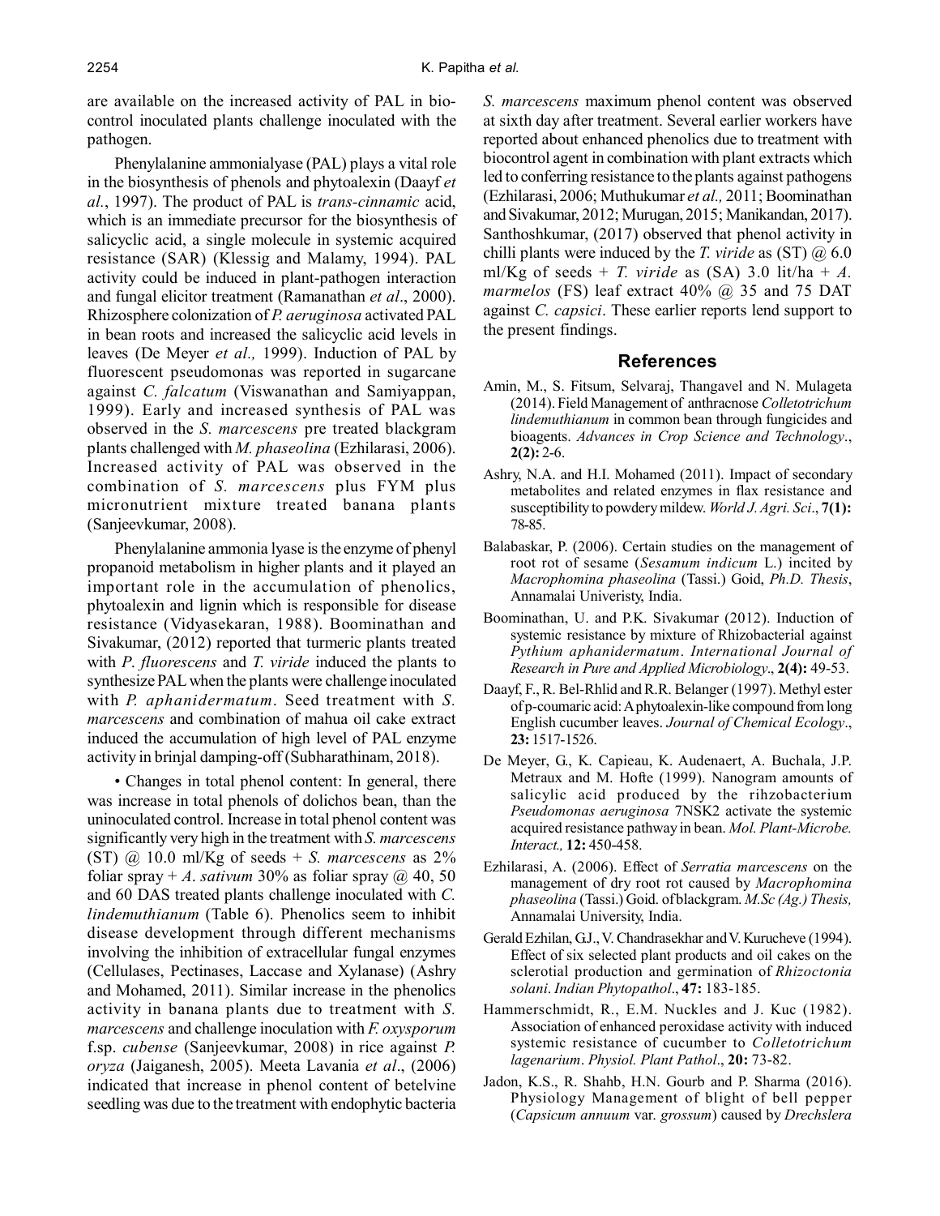are available on the increased activity of PAL in biocontrol inoculated plants challenge inoculated with the pathogen.

Phenylalanine ammonialyase (PAL) plays a vital role in the biosynthesis of phenols and phytoalexin (Daayf *et al.*, 1997). The product of PAL is *trans-cinnamic* acid, which is an immediate precursor for the biosynthesis of salicyclic acid, a single molecule in systemic acquired resistance (SAR) (Klessig and Malamy, 1994). PAL activity could be induced in plant-pathogen interaction and fungal elicitor treatment (Ramanathan *et al*., 2000). Rhizosphere colonization of *P. aeruginosa* activated PAL in bean roots and increased the salicyclic acid levels in leaves (De Meyer *et al.,* 1999). Induction of PAL by fluorescent pseudomonas was reported in sugarcane against *C. falcatum* (Viswanathan and Samiyappan, 1999). Early and increased synthesis of PAL was observed in the *S. marcescens* pre treated blackgram plants challenged with *M. phaseolina* (Ezhilarasi, 2006). Increased activity of PAL was observed in the combination of *S. marcescens* plus FYM plus micronutrient mixture treated banana plants (Sanjeevkumar, 2008).

Phenylalanine ammonia lyase is the enzyme of phenyl propanoid metabolism in higher plants and it played an important role in the accumulation of phenolics, phytoalexin and lignin which is responsible for disease resistance (Vidyasekaran, 1988). Boominathan and Sivakumar, (2012) reported that turmeric plants treated with *P. fluorescens* and *T. viride* induced the plants to synthesize PAL when the plants were challenge inoculated with *P. aphanidermatum*. Seed treatment with *S. marcescens* and combination of mahua oil cake extract induced the accumulation of high level of PAL enzyme activity in brinjal damping-off (Subharathinam, 2018).

• Changes in total phenol content: In general, there was increase in total phenols of dolichos bean, than the uninoculated control. Increase in total phenol content was significantly very high in the treatment with *S. marcescens* (ST) @ 10.0 ml/Kg of seeds + *S. marcescens* as 2% foliar spray + *A. sativum* 30% as foliar spray @ 40, 50 and 60 DAS treated plants challenge inoculated with *C. lindemuthianum* (Table 6). Phenolics seem to inhibit disease development through different mechanisms involving the inhibition of extracellular fungal enzymes (Cellulases, Pectinases, Laccase and Xylanase) (Ashry and Mohamed, 2011). Similar increase in the phenolics activity in banana plants due to treatment with *S. marcescens* and challenge inoculation with *F. oxysporum* f.sp. *cubense* (Sanjeevkumar, 2008) in rice against *P. oryza* (Jaiganesh, 2005). Meeta Lavania *et al*., (2006) indicated that increase in phenol content of betelvine seedling was due to the treatment with endophytic bacteria *S. marcescens* maximum phenol content was observed at sixth day after treatment. Several earlier workers have reported about enhanced phenolics due to treatment with biocontrol agent in combination with plant extracts which led to conferring resistance to the plants against pathogens (Ezhilarasi, 2006; Muthukumar *et al.,* 2011; Boominathan and Sivakumar, 2012; Murugan, 2015; Manikandan, 2017). Santhoshkumar, (2017) observed that phenol activity in chilli plants were induced by the *T. viride* as (ST) @ 6.0 ml/Kg of seeds + *T. viride* as (SA) 3.0 lit/ha + *A. marmelos* (FS) leaf extract 40% @ 35 and 75 DAT against *C. capsici*. These earlier reports lend support to the present findings.

## References

Amin, M., S. Fitsum, Selvaraj, Thangavel and N. Mulageta (2014). Field Management of anthracnose *Colletotrichum lindemuthianum* in common bean through fungicides and bioagents. *Advances in Crop Science and Technology*., **2(2):** 2-6.

Ashry, N.A. and H.I. Mohamed (2011). Impact of secondary metabolites and related enzymes in flax resistance and susceptibility to powdery mildew. *World J. Agri. Sci*., **7(1):** 78-85.

Balabaskar, P. (2006). Certain studies on the management of root rot of sesame (*Sesamum indicum* L.) incited by *Macrophomina phaseolina* (Tassi.) Goid, *Ph.D. Thesis*, Annamalai Univeristy, India.

Boominathan, U. and P.K. Sivakumar (2012). Induction of systemic resistance by mixture of Rhizobacterial against *Pythium aphanidermatum*. *International Journal of Research in Pure and Applied Microbiology*., **2(4):** 49-53.

Daayf, F., R. Bel-Rhlid and R.R. Belanger (1997). Methyl ester of p-coumaric acid: A phytoalexin-like compound from long English cucumber leaves. *Journal of Chemical Ecology*., **23:** 1517-1526.

De Meyer, G., K. Capieau, K. Audenaert, A. Buchala, J.P. Metraux and M. Hofte (1999). Nanogram amounts of salicylic acid produced by the rihzobacterium *Pseudomonas aeruginosa* 7NSK2 activate the systemic acquired resistance pathway in bean. *Mol. Plant-Microbe. Interact.,* **12:** 450-458.

Ezhilarasi, A. (2006). Effect of *Serratia marcescens* on the management of dry root rot caused by *Macrophomina phaseolina* (Tassi.) Goid. of blackgram. *M.Sc (Ag.) Thesis,* Annamalai University, India.

Gerald Ezhilan, G.J., V. Chandrasekhar and V. Kurucheve (1994). Effect of six selected plant products and oil cakes on the sclerotial production and germination of *Rhizoctonia solani*. *Indian Phytopathol*., **47:** 183-185.

Hammerschmidt, R., E.M. Nuckles and J. Kuc (1982). Association of enhanced peroxidase activity with induced systemic resistance of cucumber to *Colletotrichum lagenarium*. *Physiol. Plant Pathol*., **20:** 73-82.

Jadon, K.S., R. Shahb, H.N. Gourb and P. Sharma (2016). Physiology Management of blight of bell pepper (*Capsicum annuum* var. *grossum*) caused by *Drechslera*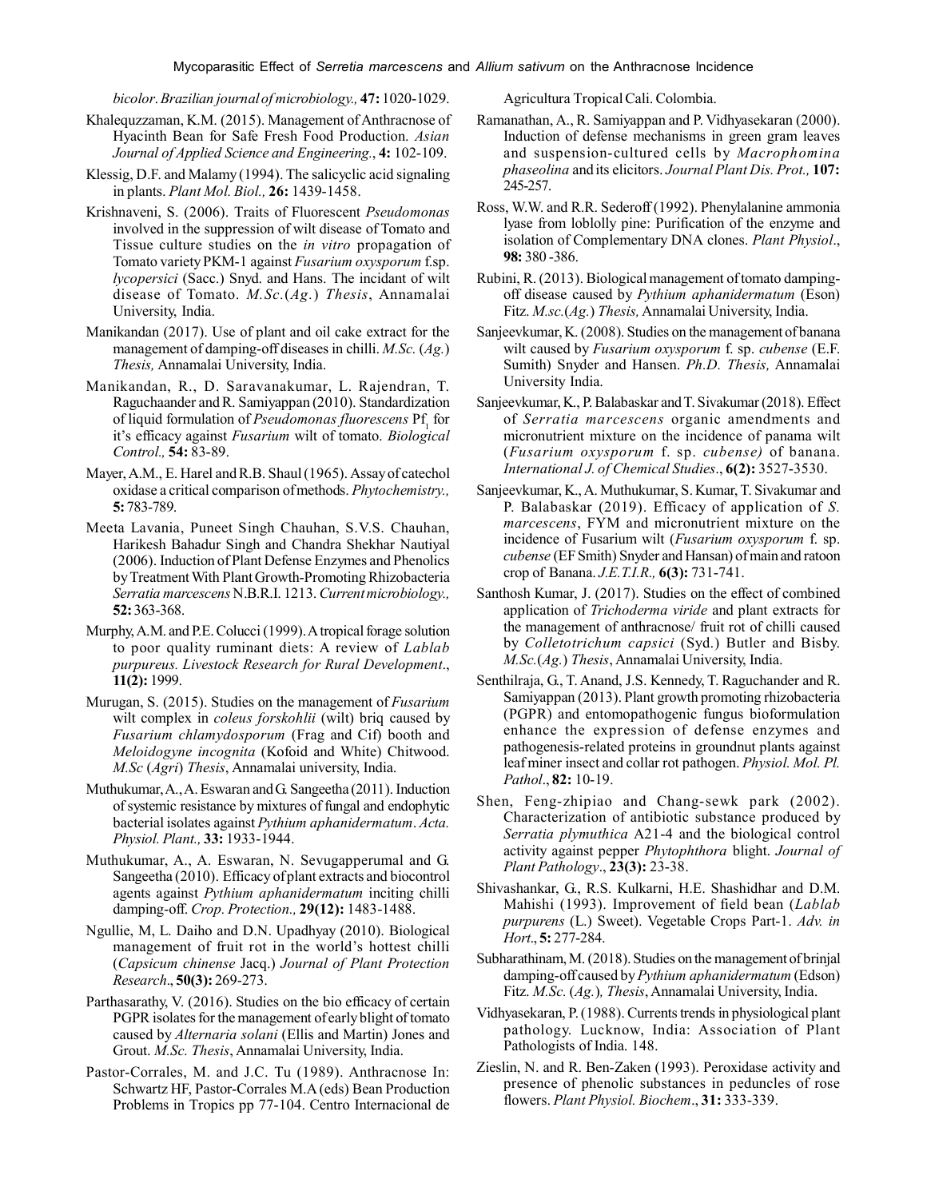*bicolor*. *Brazilian journal of microbiology.,* **47:** 1020-1029.

Khalequzzaman, K.M. (2015). Management of Anthracnose of Hyacinth Bean for Safe Fresh Food Production. *Asian Journal of Applied Science and Engineering.*, **4:** 102-109.

Klessig, D.F. and Malamy (1994). The salicyclic acid signaling in plants. *Plant Mol. Biol.,* **26:** 1439-1458.

Krishnaveni, S. (2006). Traits of Fluorescent *Pseudomonas* involved in the suppression of wilt disease of Tomato and Tissue culture studies on the *in vitro* propagation of Tomato variety PKM-1 against *Fusarium oxysporum* f.sp. *lycopersici* (Sacc.) Snyd. and Hans. The incidant of wilt disease of Tomato. *M.Sc.*(*Ag.*) *Thesis*, Annamalai University, India.

Manikandan (2017). Use of plant and oil cake extract for the management of damping-off diseases in chilli. *M.Sc.* (*Ag.*) *Thesis,* Annamalai University, India.

Manikandan, R., D. Saravanakumar, L. Rajendran, T. Raguchaander and R. Samiyappan (2010). Standardization of liquid formulation of *Pseudomonas fluorescens* $Pf_1$ for it's efficacy against *Fusarium* wilt of tomato. *Biological Control.,* **54:** 83-89.

Mayer, A.M., E. Harel and R.B. Shaul (1965). Assay of catechol oxidase a critical comparison of methods. *Phytochemistry.,* **5:** 783-789.

Meeta Lavania, Puneet Singh Chauhan, S.V.S. Chauhan, Harikesh Bahadur Singh and Chandra Shekhar Nautiyal (2006). Induction of Plant Defense Enzymes and Phenolics by Treatment With Plant Growth-Promoting Rhizobacteria *Serratia marcescens* N.B.R.I. 1213. *Current microbiology.,* **52:** 363-368.

Murphy, A.M. and P.E. Colucci (1999). A tropical forage solution to poor quality ruminant diets: A review of *Lablab purpureus. Livestock Research for Rural Development*., **11(2):** 1999.

Murugan, S. (2015). Studies on the management of *Fusarium* wilt complex in *coleus forskohlii* (wilt) briq caused by *Fusarium chlamydosporum* (Frag and Cif) booth and *Meloidogyne incognita* (Kofoid and White) Chitwood. *M.Sc* (*Agri*) *Thesis*, Annamalai university, India.

Muthukumar, A., A. Eswaran and G. Sangeetha (2011). Induction of systemic resistance by mixtures of fungal and endophytic bacterial isolates against *Pythium aphanidermatum*. *Acta. Physiol. Plant.,* **33:** 1933-1944.

Muthukumar, A., A. Eswaran, N. Sevugapperumal and G. Sangeetha (2010). Efficacy of plant extracts and biocontrol agents against *Pythium aphanidermatum* inciting chilli damping-off. *Crop. Protection.,* **29(12):** 1483-1488.

Ngullie, M, L. Daiho and D.N. Upadhyay (2010). Biological management of fruit rot in the world's hottest chilli (*Capsicum chinense* Jacq.) *Journal of Plant Protection Research*., **50(3):** 269-273.

Parthasarathy, V. (2016). Studies on the bio efficacy of certain PGPR isolates for the management of early blight of tomato caused by *Alternaria solani* (Ellis and Martin) Jones and Grout. *M.Sc. Thesis*, Annamalai University, India.

Pastor-Corrales, M. and J.C. Tu (1989). Anthracnose In: Schwartz HF, Pastor-Corrales M.A (eds) Bean Production Problems in Tropics pp 77-104. Centro Internacional de Agricultura Tropical Cali. Colombia.

Ramanathan, A., R. Samiyappan and P. Vidhyasekaran (2000). Induction of defense mechanisms in green gram leaves and suspension-cultured cells by *Macrophomina phaseolina* and its elicitors. *Journal Plant Dis. Prot.,* **107:** 245-257.

Ross, W.W. and R.R. Sederoff (1992). Phenylalanine ammonia lyase from loblolly pine: Purification of the enzyme and isolation of Complementary DNA clones. *Plant Physiol*., **98:** 380 -386.

Rubini, R. (2013). Biological management of tomato damping-off disease caused by *Pythium aphanidermatum* (Eson) Fitz. *M.sc.*(*Ag.*) *Thesis,* Annamalai University, India.

Sanjeevkumar, K. (2008). Studies on the management of banana wilt caused by *Fusarium oxysporum* f. sp. *cubense* (E.F. Sumith) Snyder and Hansen. *Ph.D. Thesis,* Annamalai University India.

Sanjeevkumar, K., P. Balabaskar and T. Sivakumar (2018). Effect of *Serratia marcescens* organic amendments and micronutrient mixture on the incidence of panama wilt (*Fusarium oxysporum* f. sp. *cubense)* of banana. *International J. of Chemical Studies*., **6(2):** 3527-3530.

Sanjeevkumar, K., A. Muthukumar, S. Kumar, T. Sivakumar and P. Balabaskar (2019). Efficacy of application of *S. marcescens*, FYM and micronutrient mixture on the incidence of Fusarium wilt (*Fusarium oxysporum* f. sp. *cubense* (EF Smith) Snyder and Hansan) of main and ratoon crop of Banana. *J.E.T.I.R.,* **6(3):** 731-741.

Santhosh Kumar, J. (2017). Studies on the effect of combined application of *Trichoderma viride* and plant extracts for the management of anthracnose/ fruit rot of chilli caused by *Colletotrichum capsici* (Syd.) Butler and Bisby. *M.Sc.*(*Ag.*) *Thesis*, Annamalai University, India.

Senthilraja, G., T. Anand, J.S. Kennedy, T. Raguchander and R. Samiyappan (2013). Plant growth promoting rhizobacteria (PGPR) and entomopathogenic fungus bioformulation enhance the expression of defense enzymes and pathogenesis-related proteins in groundnut plants against leaf miner insect and collar rot pathogen. *Physiol. Mol. Pl. Pathol*., **82:** 10-19.

Shen, Feng-zhipiao and Chang-sewk park (2002). Characterization of antibiotic substance produced by *Serratia plymuthica* A21-4 and the biological control activity against pepper *Phytophthora* blight. *Journal of Plant Pathology*., **23(3):** 23-38.

Shivashankar, G., R.S. Kulkarni, H.E. Shashidhar and D.M. Mahishi (1993). Improvement of field bean (*Lablab purpurens* (L.) Sweet). Vegetable Crops Part-1. *Adv. in Hort*., **5:** 277-284.

Subharathinam, M. (2018). Studies on the management of brinjal damping-off caused by *Pythium aphanidermatum* (Edson) Fitz. *M.Sc.* (*Ag.*)*, Thesis*, Annamalai University, India.

Vidhyasekaran, P. (1988). Currents trends in physiological plant pathology. Lucknow, India: Association of Plant Pathologists of India. 148.

Zieslin, N. and R. Ben-Zaken (1993). Peroxidase activity and presence of phenolic substances in peduncles of rose flowers. *Plant Physiol. Biochem*., **31:** 333-339.